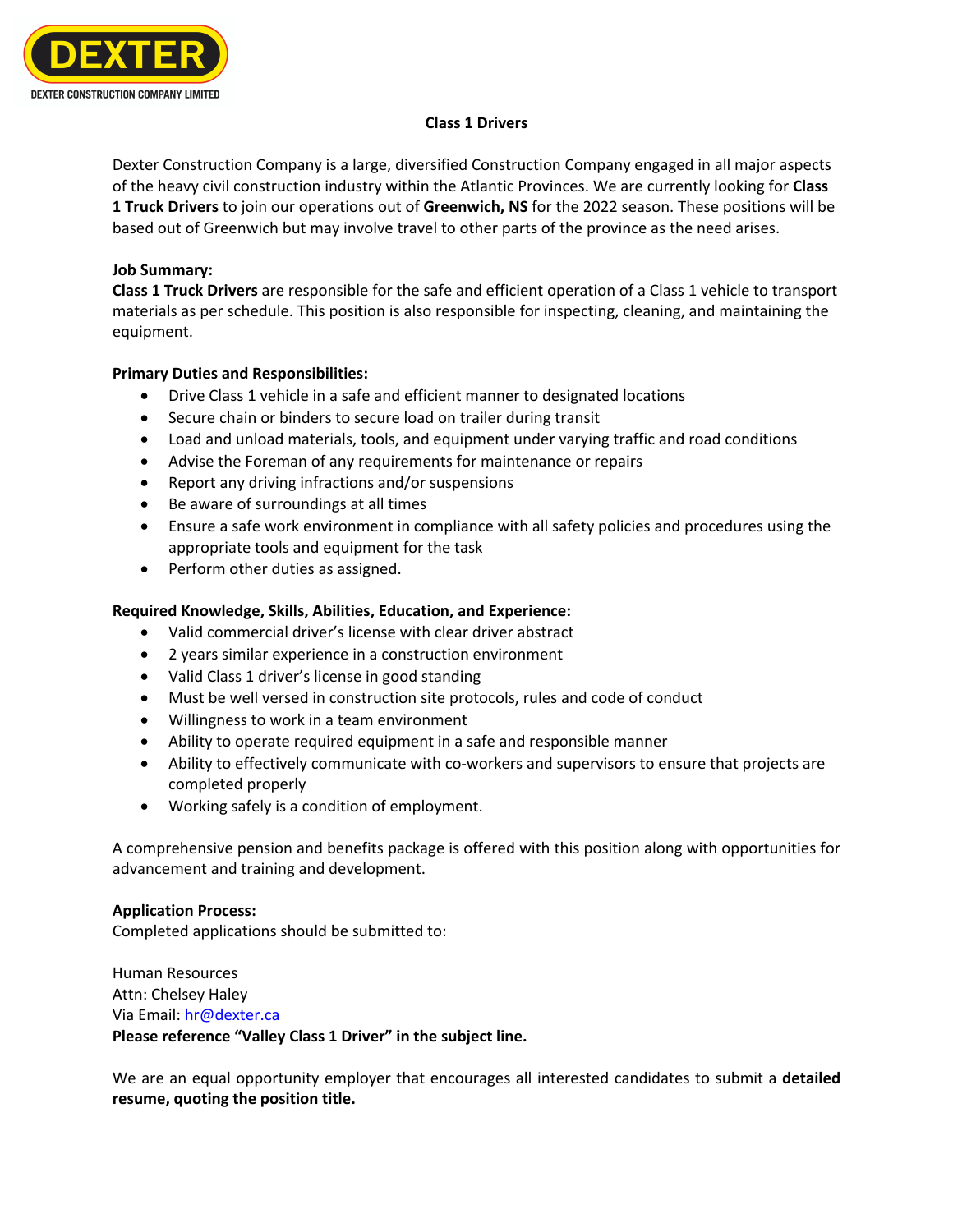# Class 1 Drivers

Dexter Construction Company is a large, diversified Construction Company engaged in all major aspects of the heavy civil construction industry within the Atlantic Provinces. We are currently looking for **Class 1 Truck Drivers** to join our operations out of **Greenwich, NS** for the 2022 season. These positions will be based out of Greenwich but may involve travel to other parts of the province as the need arises.

**Job Summary:**
**Class 1 Truck Drivers** are responsible for the safe and efficient operation of a Class 1 vehicle to transport materials as per schedule. This position is also responsible for inspecting, cleaning, and maintaining the equipment.

**Primary Duties and Responsibilities:**

- Drive Class 1 vehicle in a safe and efficient manner to designated locations
- Secure chain or binders to secure load on trailer during transit
- Load and unload materials, tools, and equipment under varying traffic and road conditions
- Advise the Foreman of any requirements for maintenance or repairs
- Report any driving infractions and/or suspensions
- Be aware of surroundings at all times
- Ensure a safe work environment in compliance with all safety policies and procedures using the appropriate tools and equipment for the task
- Perform other duties as assigned.

**Required Knowledge, Skills, Abilities, Education, and Experience:**

- Valid commercial driver's license with clear driver abstract
- 2 years similar experience in a construction environment
- Valid Class 1 driver's license in good standing
- Must be well versed in construction site protocols, rules and code of conduct
- Willingness to work in a team environment
- Ability to operate required equipment in a safe and responsible manner
- Ability to effectively communicate with co-workers and supervisors to ensure that projects are completed properly
- Working safely is a condition of employment.

A comprehensive pension and benefits package is offered with this position along with opportunities for advancement and training and development.

**Application Process:**
Completed applications should be submitted to:

Human Resources
Attn: Chelsey Haley
Via Email: hr@dexter.ca
**Please reference "Valley Class 1 Driver" in the subject line.**

We are an equal opportunity employer that encourages all interested candidates to submit a **detailed resume, quoting the position title.**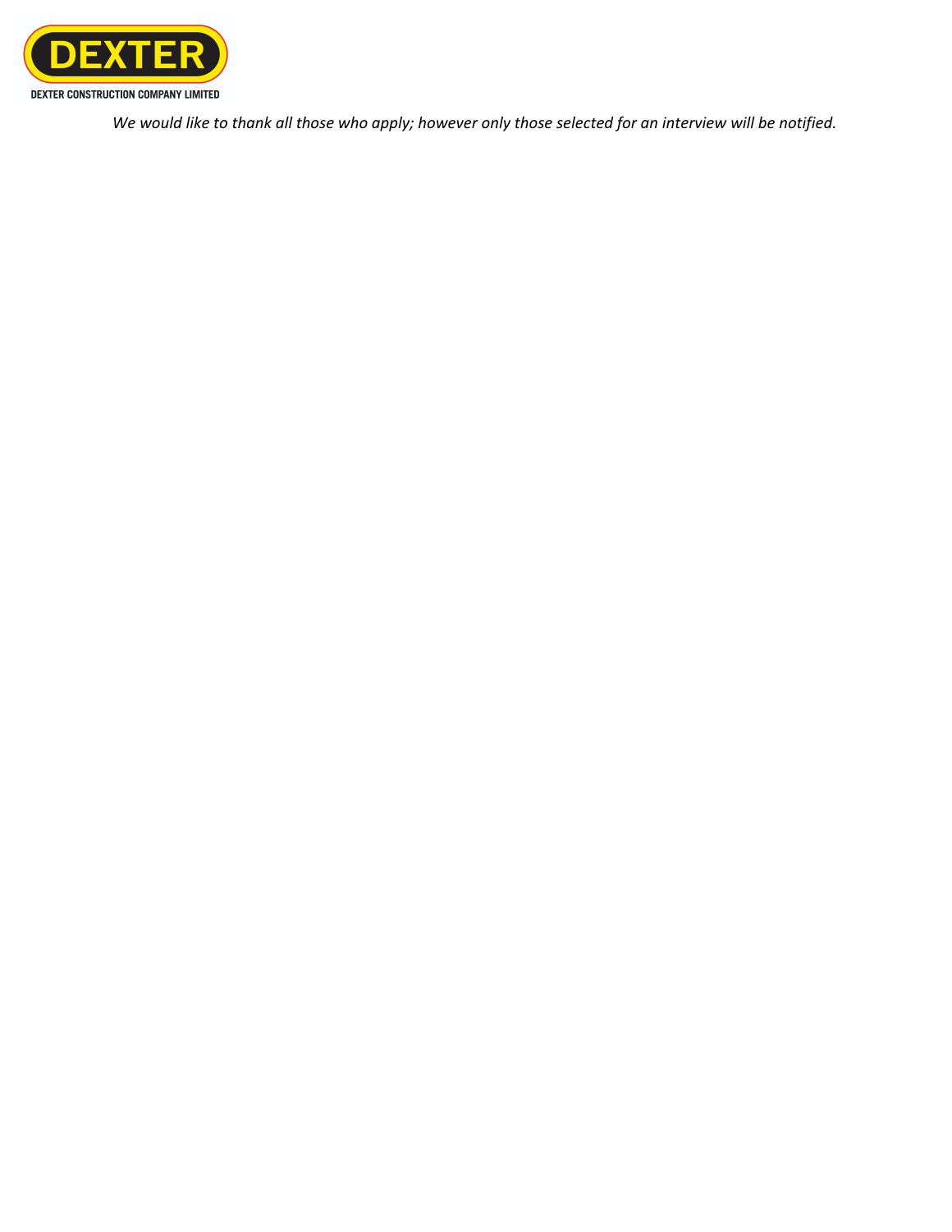DEXTER

DEXTER CONSTRUCTION COMPANY LIMITED

*We would like to thank all those who apply; however only those selected for an interview will be notified.*